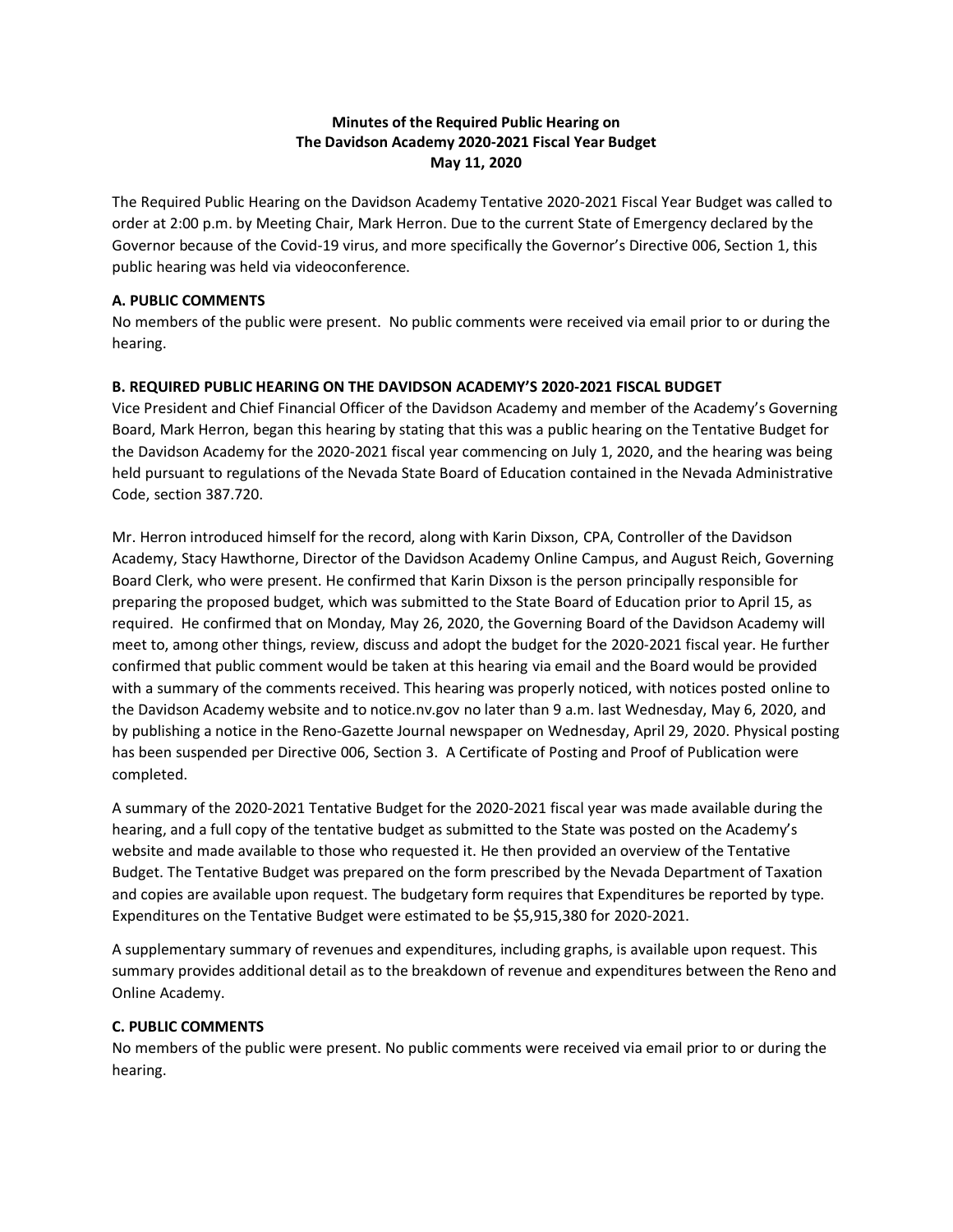**Minutes of the Required Public Hearing on**
**The Davidson Academy 2020-2021 Fiscal Year Budget**
**May 11, 2020**

The Required Public Hearing on the Davidson Academy Tentative 2020-2021 Fiscal Year Budget was called to order at 2:00 p.m. by Meeting Chair, Mark Herron. Due to the current State of Emergency declared by the Governor because of the Covid-19 virus, and more specifically the Governor's Directive 006, Section 1, this public hearing was held via videoconference.

**A. PUBLIC COMMENTS**

No members of the public were present. No public comments were received via email prior to or during the hearing.

**B. REQUIRED PUBLIC HEARING ON THE DAVIDSON ACADEMY'S 2020-2021 FISCAL BUDGET**

Vice President and Chief Financial Officer of the Davidson Academy and member of the Academy's Governing Board, Mark Herron, began this hearing by stating that this was a public hearing on the Tentative Budget for the Davidson Academy for the 2020-2021 fiscal year commencing on July 1, 2020, and the hearing was being held pursuant to regulations of the Nevada State Board of Education contained in the Nevada Administrative Code, section 387.720.

Mr. Herron introduced himself for the record, along with Karin Dixson, CPA, Controller of the Davidson Academy, Stacy Hawthorne, Director of the Davidson Academy Online Campus, and August Reich, Governing Board Clerk, who were present. He confirmed that Karin Dixson is the person principally responsible for preparing the proposed budget, which was submitted to the State Board of Education prior to April 15, as required. He confirmed that on Monday, May 26, 2020, the Governing Board of the Davidson Academy will meet to, among other things, review, discuss and adopt the budget for the 2020-2021 fiscal year. He further confirmed that public comment would be taken at this hearing via email and the Board would be provided with a summary of the comments received. This hearing was properly noticed, with notices posted online to the Davidson Academy website and to notice.nv.gov no later than 9 a.m. last Wednesday, May 6, 2020, and by publishing a notice in the Reno-Gazette Journal newspaper on Wednesday, April 29, 2020. Physical posting has been suspended per Directive 006, Section 3. A Certificate of Posting and Proof of Publication were completed.

A summary of the 2020-2021 Tentative Budget for the 2020-2021 fiscal year was made available during the hearing, and a full copy of the tentative budget as submitted to the State was posted on the Academy's website and made available to those who requested it. He then provided an overview of the Tentative Budget. The Tentative Budget was prepared on the form prescribed by the Nevada Department of Taxation and copies are available upon request. The budgetary form requires that Expenditures be reported by type. Expenditures on the Tentative Budget were estimated to be $5,915,380 for 2020-2021.

A supplementary summary of revenues and expenditures, including graphs, is available upon request. This summary provides additional detail as to the breakdown of revenue and expenditures between the Reno and Online Academy.

**C. PUBLIC COMMENTS**

No members of the public were present. No public comments were received via email prior to or during the hearing.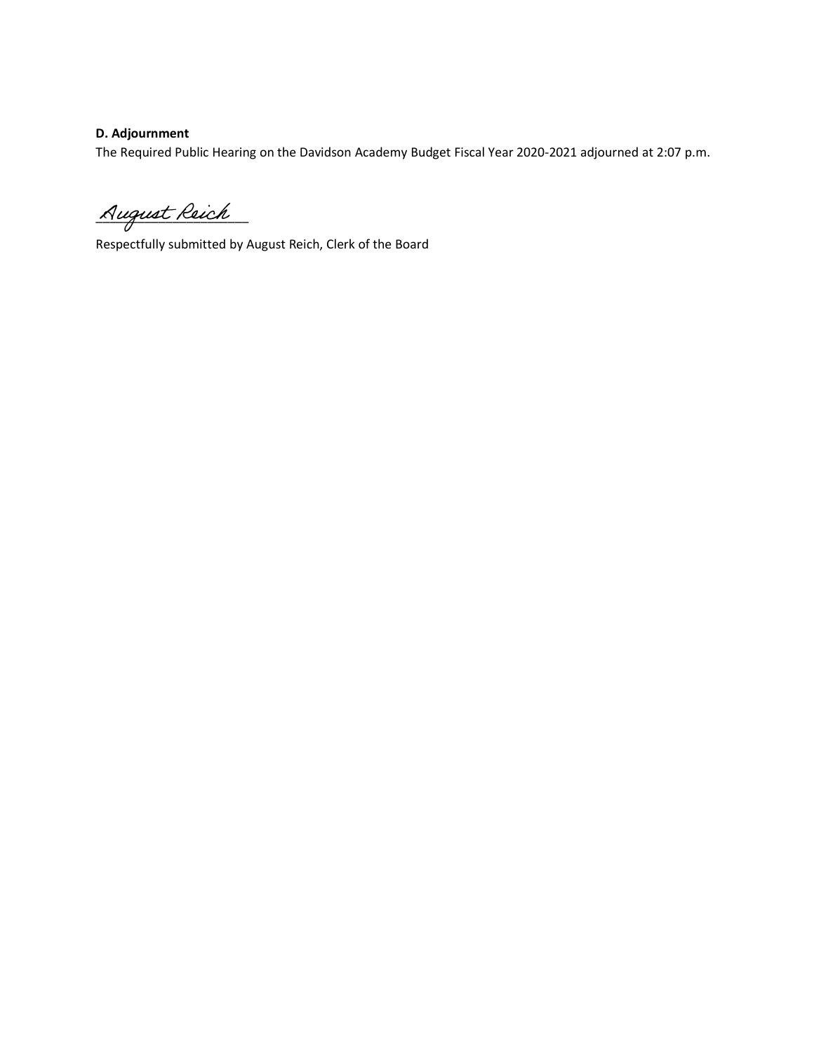**D. Adjournment**

The Required Public Hearing on the Davidson Academy Budget Fiscal Year 2020-2021 adjourned at 2:07 p.m.

August Reich

Respectfully submitted by August Reich, Clerk of the Board